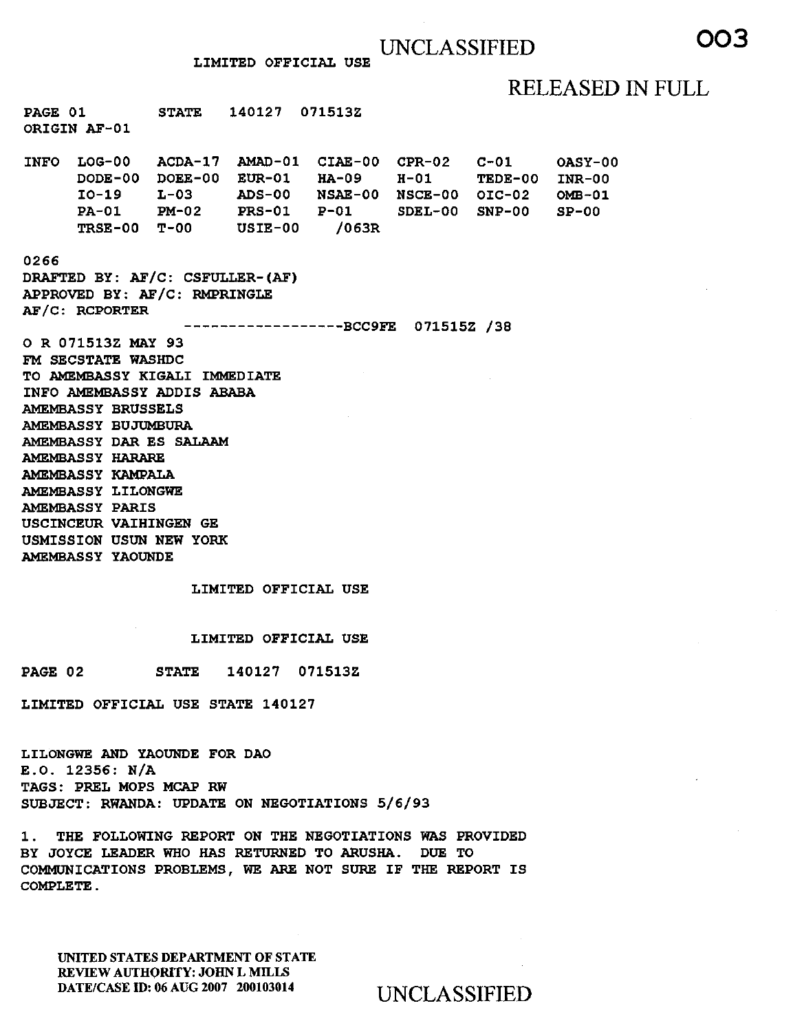UNCLASSIFIED

LIMITED OFFICIAL USE

RELEASED IN FULL

PAGE 01 STATE 140127 071513Z
ORIGIN AF-01

```
INFO  LOG-00   ACDA-17  AMAD-01  CIAE-00  CPR-02   C-01     OASY-00
      DODE-00  DOEE-00  EUR-01   HA-09    H-01     TEDE-00  INR-00
      IO-19    L-03     ADS-00   NSAE-00  NSCE-00  OIC-02   OMB-01
      PA-01    PM-02    PRS-01   P-01     SDEL-00  SNP-00   SP-00
      TRSE-00  T-00     USIE-00   /063R
```

0266
DRAFTED BY: AF/C: CSFULLER-(AF)
APPROVED BY: AF/C: RMPRINGLE
AF/C: RCPORTER
------------------BCC9FE 071515Z /38
O R 071513Z MAY 93
FM SECSTATE WASHDC
TO AMEMBASSY KIGALI IMMEDIATE
INFO AMEMBASSY ADDIS ABABA
AMEMBASSY BRUSSELS
AMEMBASSY BUJUMBURA
AMEMBASSY DAR ES SALAAM
AMEMBASSY HARARE
AMEMBASSY KAMPALA
AMEMBASSY LILONGWE
AMEMBASSY PARIS
USCINCEUR VAIHINGEN GE
USMISSION USUN NEW YORK
AMEMBASSY YAOUNDE

LIMITED OFFICIAL USE

LIMITED OFFICIAL USE

PAGE 02 STATE 140127 071513Z

LIMITED OFFICIAL USE STATE 140127

LILONGWE AND YAOUNDE FOR DAO
E.O. 12356: N/A
TAGS: PREL MOPS MCAP RW
SUBJECT: RWANDA: UPDATE ON NEGOTIATIONS 5/6/93

1. THE FOLLOWING REPORT ON THE NEGOTIATIONS WAS PROVIDED BY JOYCE LEADER WHO HAS RETURNED TO ARUSHA. DUE TO COMMUNICATIONS PROBLEMS, WE ARE NOT SURE IF THE REPORT IS COMPLETE.

UNITED STATES DEPARTMENT OF STATE
REVIEW AUTHORITY: JOHN L MILLS
DATE/CASE ID: 06 AUG 2007 200103014

UNCLASSIFIED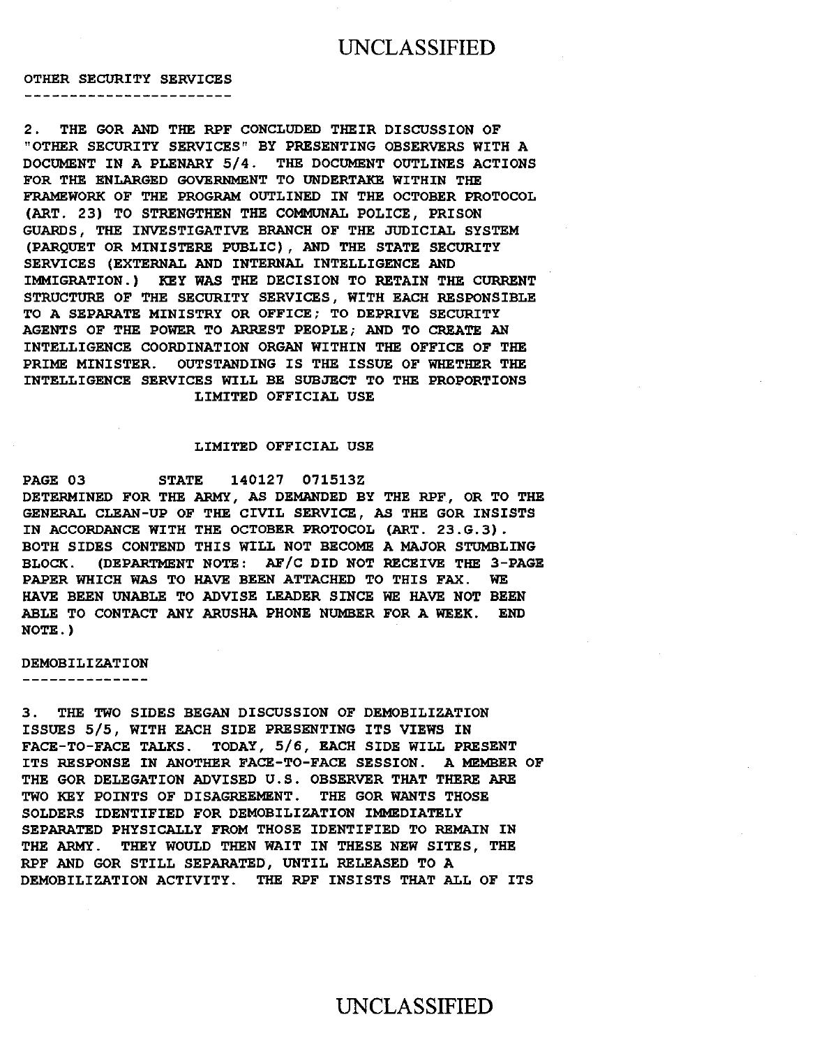OTHER SECURITY SERVICES

2. THE GOR AND THE RPF CONCLUDED THEIR DISCUSSION OF "OTHER SECURITY SERVICES" BY PRESENTING OBSERVERS WITH A DOCUMENT IN A PLENARY 5/4. THE DOCUMENT OUTLINES ACTIONS FOR THE ENLARGED GOVERNMENT TO UNDERTAKE WITHIN THE FRAMEWORK OF THE PROGRAM OUTLINED IN THE OCTOBER PROTOCOL (ART. 23) TO STRENGTHEN THE COMMUNAL POLICE, PRISON GUARDS, THE INVESTIGATIVE BRANCH OF THE JUDICIAL SYSTEM (PARQUET OR MINISTERE PUBLIC), AND THE STATE SECURITY SERVICES (EXTERNAL AND INTERNAL INTELLIGENCE AND IMMIGRATION.) KEY WAS THE DECISION TO RETAIN THE CURRENT STRUCTURE OF THE SECURITY SERVICES, WITH EACH RESPONSIBLE TO A SEPARATE MINISTRY OR OFFICE; TO DEPRIVE SECURITY AGENTS OF THE POWER TO ARREST PEOPLE; AND TO CREATE AN INTELLIGENCE COORDINATION ORGAN WITHIN THE OFFICE OF THE PRIME MINISTER. OUTSTANDING IS THE ISSUE OF WHETHER THE INTELLIGENCE SERVICES WILL BE SUBJECT TO THE PROPORTIONS

LIMITED OFFICIAL USE

LIMITED OFFICIAL USE

PAGE 03 STATE 140127 071513Z

DETERMINED FOR THE ARMY, AS DEMANDED BY THE RPF, OR TO THE GENERAL CLEAN-UP OF THE CIVIL SERVICE, AS THE GOR INSISTS IN ACCORDANCE WITH THE OCTOBER PROTOCOL (ART. 23.G.3). BOTH SIDES CONTEND THIS WILL NOT BECOME A MAJOR STUMBLING BLOCK. (DEPARTMENT NOTE: AF/C DID NOT RECEIVE THE 3-PAGE PAPER WHICH WAS TO HAVE BEEN ATTACHED TO THIS FAX. WE HAVE BEEN UNABLE TO ADVISE LEADER SINCE WE HAVE NOT BEEN ABLE TO CONTACT ANY ARUSHA PHONE NUMBER FOR A WEEK. END NOTE.)

DEMOBILIZATION

3. THE TWO SIDES BEGAN DISCUSSION OF DEMOBILIZATION ISSUES 5/5, WITH EACH SIDE PRESENTING ITS VIEWS IN FACE-TO-FACE TALKS. TODAY, 5/6, EACH SIDE WILL PRESENT ITS RESPONSE IN ANOTHER FACE-TO-FACE SESSION. A MEMBER OF THE GOR DELEGATION ADVISED U.S. OBSERVER THAT THERE ARE TWO KEY POINTS OF DISAGREEMENT. THE GOR WANTS THOSE SOLDERS IDENTIFIED FOR DEMOBILIZATION IMMEDIATELY SEPARATED PHYSICALLY FROM THOSE IDENTIFIED TO REMAIN IN THE ARMY. THEY WOULD THEN WAIT IN THESE NEW SITES, THE RPF AND GOR STILL SEPARATED, UNTIL RELEASED TO A DEMOBILIZATION ACTIVITY. THE RPF INSISTS THAT ALL OF ITS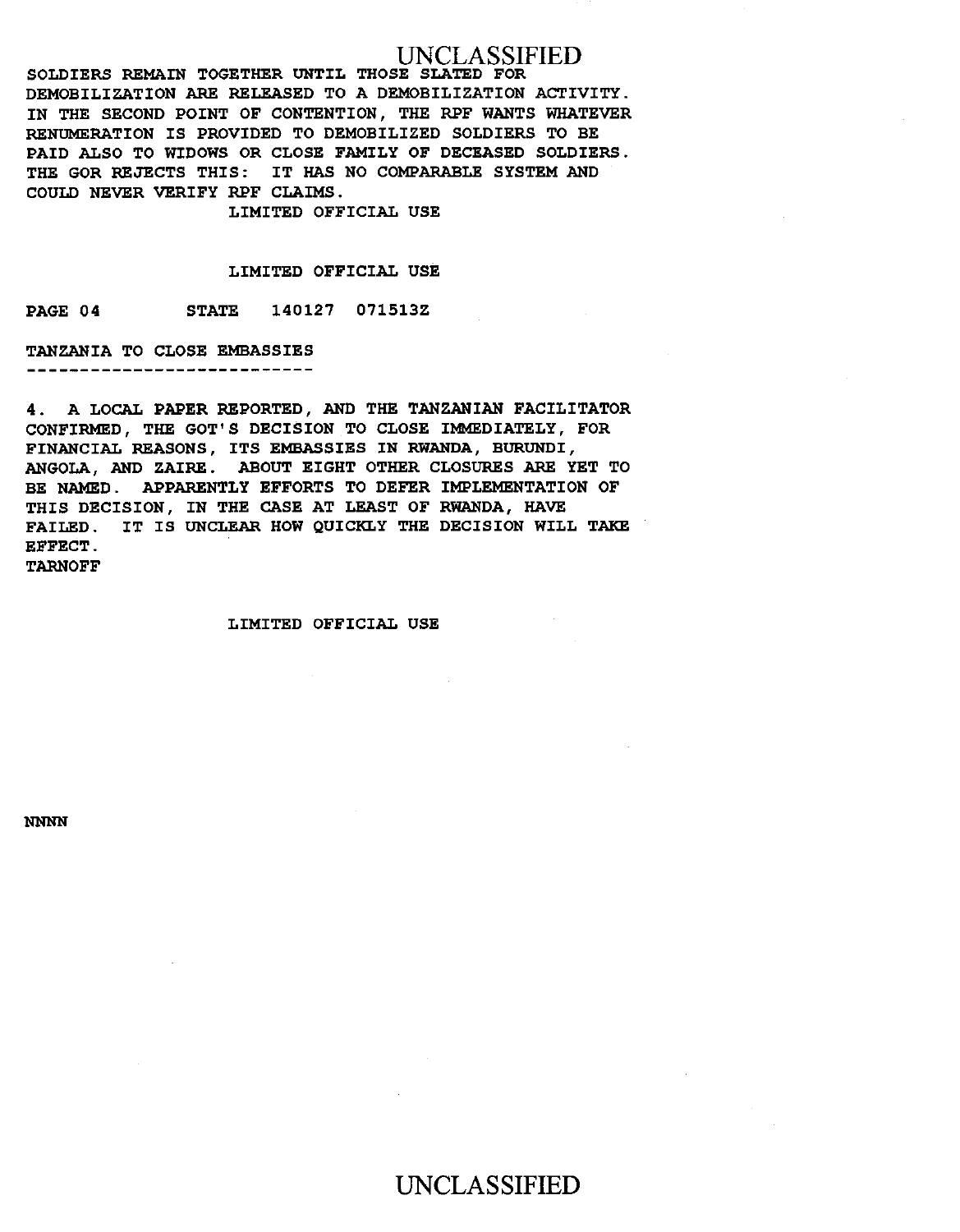SOLDIERS REMAIN TOGETHER UNTIL THOSE SLATED FOR DEMOBILIZATION ARE RELEASED TO A DEMOBILIZATION ACTIVITY. IN THE SECOND POINT OF CONTENTION, THE RPF WANTS WHATEVER RENUMERATION IS PROVIDED TO DEMOBILIZED SOLDIERS TO BE PAID ALSO TO WIDOWS OR CLOSE FAMILY OF DECEASED SOLDIERS. THE GOR REJECTS THIS: IT HAS NO COMPARABLE SYSTEM AND COULD NEVER VERIFY RPF CLAIMS.

LIMITED OFFICIAL USE

LIMITED OFFICIAL USE

PAGE 04 STATE 140127 071513Z

TANZANIA TO CLOSE EMBASSIES

---------------------------

4. A LOCAL PAPER REPORTED, AND THE TANZANIAN FACILITATOR CONFIRMED, THE GOT'S DECISION TO CLOSE IMMEDIATELY, FOR FINANCIAL REASONS, ITS EMBASSIES IN RWANDA, BURUNDI, ANGOLA, AND ZAIRE. ABOUT EIGHT OTHER CLOSURES ARE YET TO BE NAMED. APPARENTLY EFFORTS TO DEFER IMPLEMENTATION OF THIS DECISION, IN THE CASE AT LEAST OF RWANDA, HAVE FAILED. IT IS UNCLEAR HOW QUICKLY THE DECISION WILL TAKE EFFECT.

TARNOFF

LIMITED OFFICIAL USE

NNNN